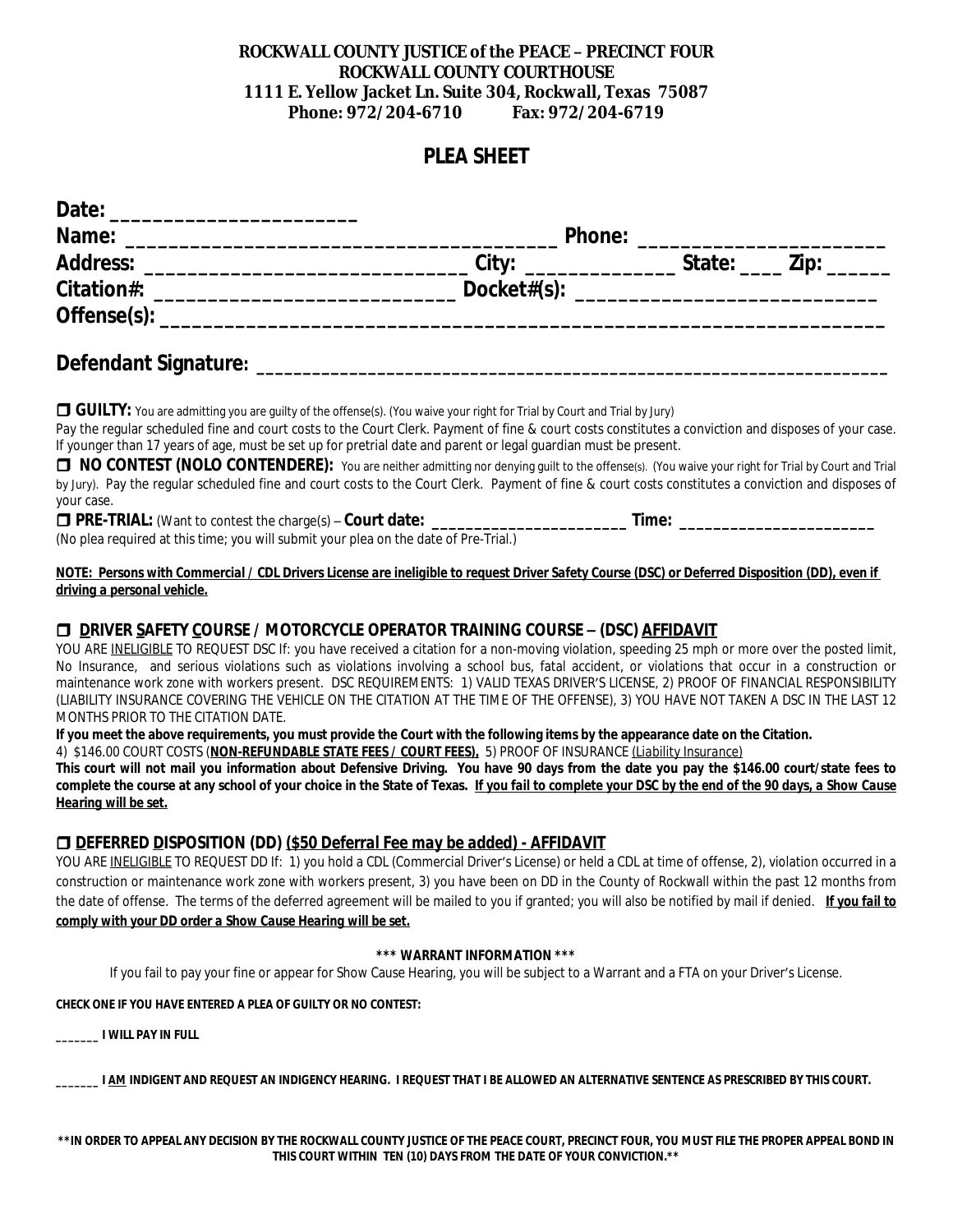**ROCKWALL COUNTY JUSTICE of the PEACE – PRECINCT FOUR**
**ROCKWALL COUNTY COURTHOUSE**
**1111 E. Yellow Jacket Ln. Suite 304, Rockwall, Texas 75087**
**Phone: 972/204-6710 Fax: 972/204-6719**

# PLEA SHEET

**Date:** _______________________
**Name:** ________________________________________ **Phone:** _______________________
**Address:** ______________________________ **City:** ______________ **State:** ____ **Zip:** ______
**Citation#:** ____________________________ **Docket#(s):** ____________________________
**Offense(s):** ___________________________________________________________________

**Defendant Signature:** _________________________________________________________________

❒ **GUILTY:** You are admitting you are guilty of the offense(s). (You waive your right for Trial by Court and Trial by Jury)
Pay the regular scheduled fine and court costs to the Court Clerk. Payment of fine & court costs constitutes a conviction and disposes of your case. If younger than 17 years of age, must be set up for pretrial date and parent or legal guardian must be present.

❒ **NO CONTEST (NOLO CONTENDERE):** You are neither admitting nor denying guilt to the offense(s). (You waive your right for Trial by Court and Trial by Jury). Pay the regular scheduled fine and court costs to the Court Clerk. Payment of fine & court costs constitutes a conviction and disposes of your case.

❒ **PRE-TRIAL:** (Want to contest the charge(s) – **Court date:** _______________________ **Time:** _______________________
(No plea required at this time; you will submit your plea on the date of Pre-Trial.)

***NOTE: Persons with Commercial / CDL Drivers License are ineligible to request Driver Safety Course (DSC) or Deferred Disposition (DD), even if driving a personal vehicle.***

## ❒ DRIVER SAFETY COURSE / MOTORCYCLE OPERATOR TRAINING COURSE – (DSC) AFFIDAVIT

YOU ARE INELIGIBLE TO REQUEST DSC If: you have received a citation for a non-moving violation, speeding 25 mph or more over the posted limit, No Insurance, and serious violations such as violations involving a school bus, fatal accident, or violations that occur in a construction or maintenance work zone with workers present. DSC REQUIREMENTS: 1) VALID TEXAS DRIVER'S LICENSE, 2) PROOF OF FINANCIAL RESPONSIBILITY (LIABILITY INSURANCE COVERING THE VEHICLE ON THE CITATION AT THE TIME OF THE OFFENSE), 3) YOU HAVE NOT TAKEN A DSC IN THE LAST 12 MONTHS PRIOR TO THE CITATION DATE.

**If you meet the above requirements, you must provide the Court with the following items by the appearance date on the Citation.**
4) $146.00 COURT COSTS (**NON-REFUNDABLE STATE FEES / COURT FEES),** 5) PROOF OF INSURANCE (Liability Insurance)

**This court will not mail you information about Defensive Driving. You have 90 days from the date you pay the $146.00 court/state fees to complete the course at any school of your choice in the State of Texas. *If you fail to complete your DSC by the end of the 90 days, a Show Cause Hearing will be set.***

## ❒ DEFERRED DISPOSITION (DD) *($50 Deferral Fee may be added) - AFFIDAVIT*

YOU ARE INELIGIBLE TO REQUEST DD If: 1) you hold a CDL (Commercial Driver's License) or held a CDL at time of offense, 2), violation occurred in a construction or maintenance work zone with workers present, 3) you have been on DD in the County of Rockwall within the past 12 months from the date of offense. The terms of the deferred agreement will be mailed to you if granted; you will also be notified by mail if denied. ***If you fail to comply with your DD order a Show Cause Hearing will be set.***

**\*\*\* WARRANT INFORMATION \*\*\***

If you fail to pay your fine or appear for Show Cause Hearing, you will be subject to a Warrant and a FTA on your Driver's License.

**CHECK ONE IF YOU HAVE ENTERED A PLEA OF GUILTY OR NO CONTEST:**

**_______ I WILL PAY IN FULL**

**_______ I AM INDIGENT AND REQUEST AN INDIGENCY HEARING. I REQUEST THAT I BE ALLOWED AN ALTERNATIVE SENTENCE AS PRESCRIBED BY THIS COURT.**

***\*\*IN ORDER TO APPEAL ANY DECISION BY THE ROCKWALL COUNTY JUSTICE OF THE PEACE COURT, PRECINCT FOUR, YOU MUST FILE THE PROPER APPEAL BOND IN THIS COURT WITHIN TEN (10) DAYS FROM THE DATE OF YOUR CONVICTION.\*\****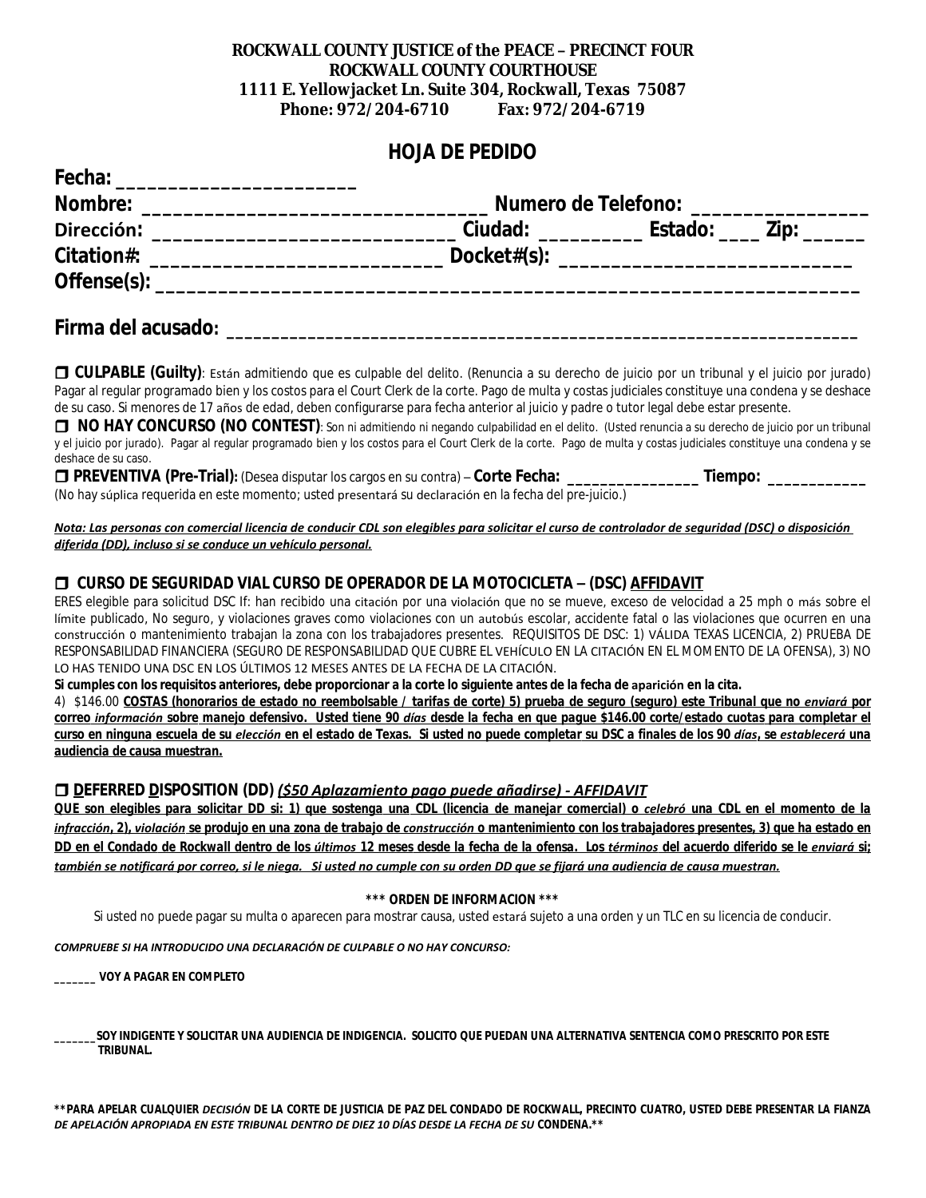**ROCKWALL COUNTY JUSTICE of the PEACE – PRECINCT FOUR**
**ROCKWALL COUNTY COURTHOUSE**
**1111 E. Yellowjacket Ln. Suite 304, Rockwall, Texas 75087**
**Phone: 972/204-6710 Fax: 972/204-6719**

# HOJA DE PEDIDO

**Fecha: _______________________**
**Nombre: _________________________________ Numero de Telefono: _________________**
**Dirección: _____________________________ Ciudad: __________ Estado: ____ Zip: ______**
**Citation#: ____________________________ Docket#(s): ____________________________**
**Offense(s): _______________________________________________________________________**

**Firma del acusado: ________________________________________________________________**

☐ **CULPABLE (Guilty)**: Están admitiendo que es culpable del delito. (Renuncia a su derecho de juicio por un tribunal y el juicio por jurado) Pagar al regular programado bien y los costos para el Court Clerk de la corte. Pago de multa y costas judiciales constituye una condena y se deshace de su caso. Si menores de 17 años de edad, deben configurarse para fecha anterior al juicio y padre o tutor legal debe estar presente.

☐ **NO HAY CONCURSO (NO CONTEST)**: Son ni admitiendo ni negando culpabilidad en el delito. (Usted renuncia a su derecho de juicio por un tribunal y el juicio por jurado). Pagar al regular programado bien y los costos para el Court Clerk de la corte. Pago de multa y costas judiciales constituye una condena y se deshace de su caso.

☐ **PREVENTIVA (Pre-Trial):** (Desea disputar los cargos en su contra) – **Corte Fecha: ________________ Tiempo: ____________**
(No hay súplica requerida en este momento; usted presentará su declaración en la fecha del pre-juicio.)

***Nota: Las personas con comercial licencia de conducir CDL son elegibles para solicitar el curso de controlador de seguridad (DSC) o disposición diferida (DD), incluso si se conduce un vehículo personal.***

☐ **CURSO DE SEGURIDAD VIAL CURSO DE OPERADOR DE LA MOTOCICLETA – (DSC) AFFIDAVIT**

ERES elegible para solicitud DSC If: han recibido una citación por una violación que no se mueve, exceso de velocidad a 25 mph o más sobre el límite publicado, No seguro, y violaciones graves como violaciones con un autobús escolar, accidente fatal o las violaciones que ocurren en una construcción o mantenimiento trabajan la zona con los trabajadores presentes. REQUISITOS DE DSC: 1) VÁLIDA TEXAS LICENCIA, 2) PRUEBA DE RESPONSABILIDAD FINANCIERA (SEGURO DE RESPONSABILIDAD QUE CUBRE EL VEHÍCULO EN LA CITACIÓN EN EL MOMENTO DE LA OFENSA), 3) NO LO HAS TENIDO UNA DSC EN LOS ÚLTIMOS 12 MESES ANTES DE LA FECHA DE LA CITACIÓN.

**Si cumples con los requisitos anteriores, debe proporcionar a la corte lo siguiente antes de la fecha de aparición en la cita.**

4) $146.00 **COSTAS (honorarios de estado no reembolsable / tarifas de corte) 5) prueba de seguro (seguro) este Tribunal que no *enviará* por correo *información* sobre manejo defensivo. Usted tiene 90 *días* desde la fecha en que pague $146.00 corte/estado cuotas para completar el curso en ninguna escuela de su *elección* en el estado de Texas. Si usted no puede completar su DSC a finales de los 90 *días*, se *establecerá* una audiencia de causa muestran.**

☐ **DEFERRED DISPOSITION (DD)** ***($50 Aplazamiento pago puede añadirse) - AFFIDAVIT***

**QUE son elegibles para solicitar DD si: 1) que sostenga una CDL (licencia de manejar comercial) o *celebró* una CDL en el momento de la *infracción*, 2), *violación* se produjo en una zona de trabajo de *construcción* o mantenimiento con los trabajadores presentes, 3) que ha estado en DD en el Condado de Rockwall dentro de los *últimos* 12 meses desde la fecha de la ofensa. Los *términos* del acuerdo diferido se le *enviará* si; *también se notificará por correo, si le niega. Si usted no cumple con su orden DD que se fijará una audiencia de causa muestran.***

**\*\*\* ORDEN DE INFORMACION \*\*\***

Si usted no puede pagar su multa o aparecen para mostrar causa, usted estará sujeto a una orden y un TLC en su licencia de conducir.

***COMPRUEBE SI HA INTRODUCIDO UNA DECLARACIÓN DE CULPABLE O NO HAY CONCURSO:***

**_______ VOY A PAGAR EN COMPLETO**

**_______ SOY INDIGENTE Y SOLICITAR UNA AUDIENCIA DE INDIGENCIA. SOLICITO QUE PUEDAN UNA ALTERNATIVA SENTENCIA COMO PRESCRITO POR ESTE TRIBUNAL.**

**\*\*PARA APELAR CUALQUIER *DECISIÓN* DE LA CORTE DE JUSTICIA DE PAZ DEL CONDADO DE ROCKWALL, PRECINTO CUATRO, USTED DEBE PRESENTAR LA FIANZA *DE APELACIÓN APROPIADA EN ESTE TRIBUNAL DENTRO DE DIEZ 10 DÍAS DESDE LA FECHA DE SU* CONDENA.\*\***